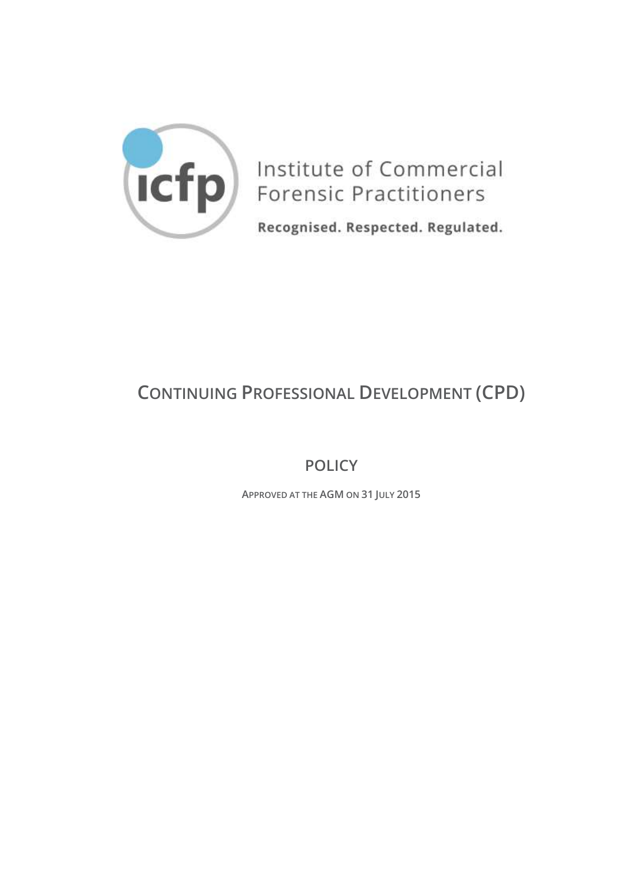icfp

Institute of Commercial Forensic Practitioners

Recognised. Respected. Regulated.

# Continuing Professional Development (CPD)

## Policy

Approved at the AGM on 31 July 2015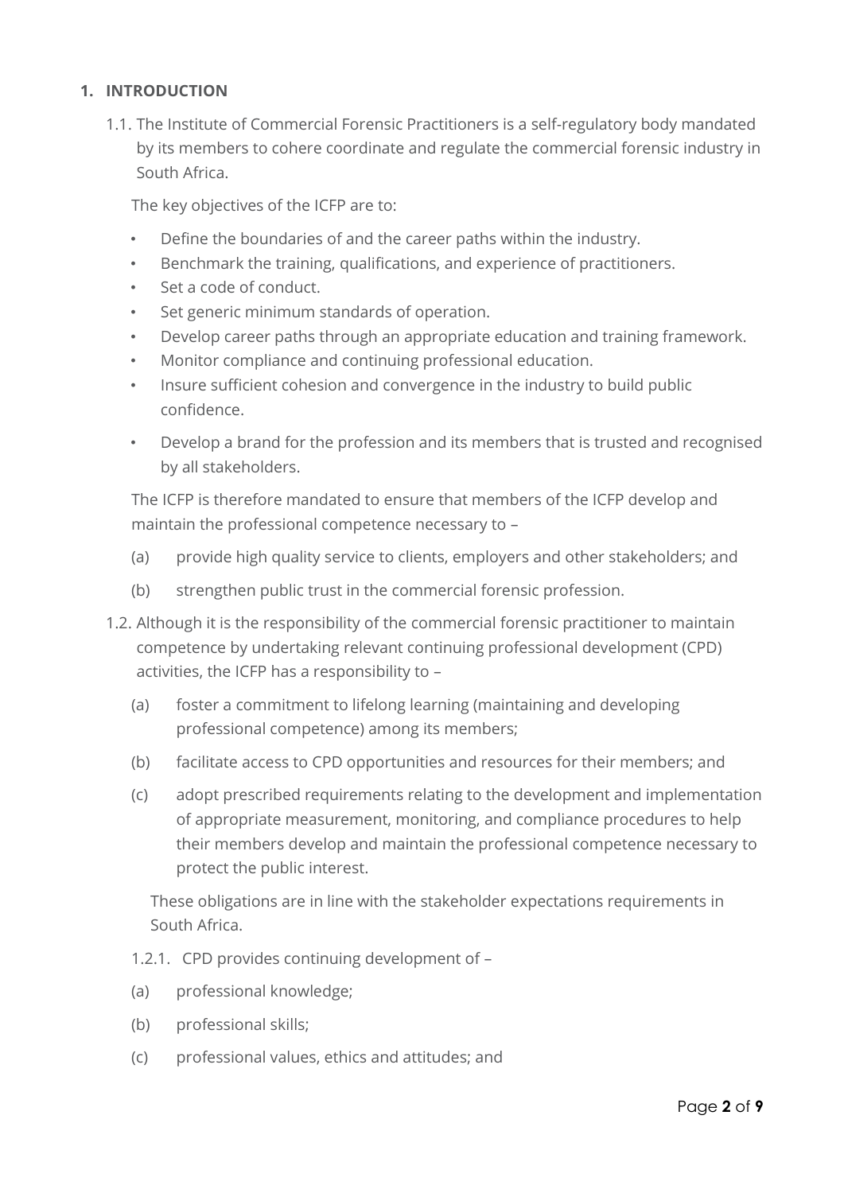## 1. INTRODUCTION

1.1. The Institute of Commercial Forensic Practitioners is a self-regulatory body mandated by its members to cohere coordinate and regulate the commercial forensic industry in South Africa.

The key objectives of the ICFP are to:

- Define the boundaries of and the career paths within the industry.
- Benchmark the training, qualifications, and experience of practitioners.
- Set a code of conduct.
- Set generic minimum standards of operation.
- Develop career paths through an appropriate education and training framework.
- Monitor compliance and continuing professional education.
- Insure sufficient cohesion and convergence in the industry to build public confidence.
- Develop a brand for the profession and its members that is trusted and recognised by all stakeholders.

The ICFP is therefore mandated to ensure that members of the ICFP develop and maintain the professional competence necessary to –

(a) provide high quality service to clients, employers and other stakeholders; and

(b) strengthen public trust in the commercial forensic profession.

1.2. Although it is the responsibility of the commercial forensic practitioner to maintain competence by undertaking relevant continuing professional development (CPD) activities, the ICFP has a responsibility to –

(a) foster a commitment to lifelong learning (maintaining and developing professional competence) among its members;

(b) facilitate access to CPD opportunities and resources for their members; and

(c) adopt prescribed requirements relating to the development and implementation of appropriate measurement, monitoring, and compliance procedures to help their members develop and maintain the professional competence necessary to protect the public interest.

These obligations are in line with the stakeholder expectations requirements in South Africa.

1.2.1. CPD provides continuing development of –

(a) professional knowledge;

(b) professional skills;

(c) professional values, ethics and attitudes; and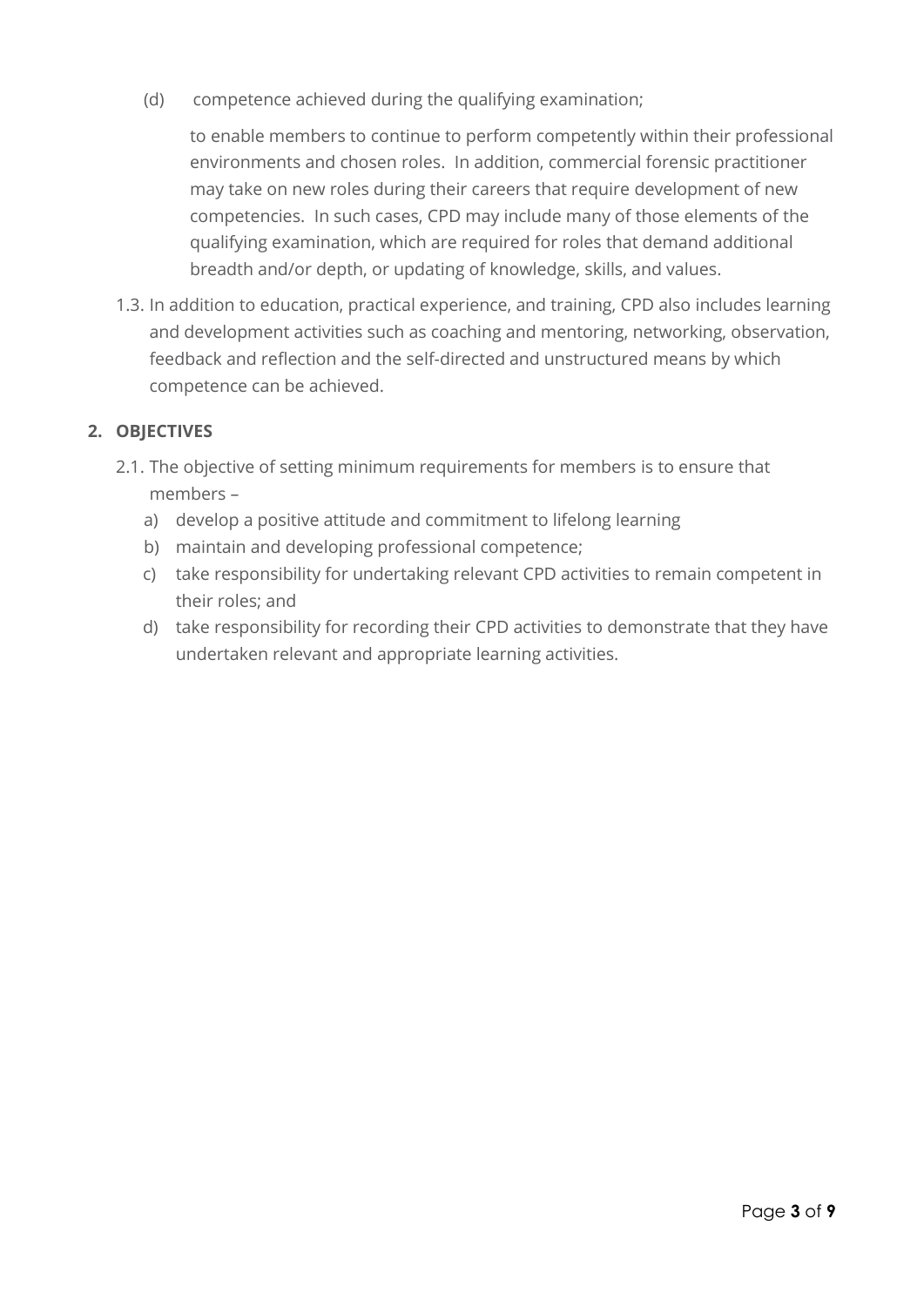(d) competence achieved during the qualifying examination;

to enable members to continue to perform competently within their professional environments and chosen roles. In addition, commercial forensic practitioner may take on new roles during their careers that require development of new competencies. In such cases, CPD may include many of those elements of the qualifying examination, which are required for roles that demand additional breadth and/or depth, or updating of knowledge, skills, and values.

1.3. In addition to education, practical experience, and training, CPD also includes learning and development activities such as coaching and mentoring, networking, observation, feedback and reflection and the self-directed and unstructured means by which competence can be achieved.

## 2. OBJECTIVES

2.1. The objective of setting minimum requirements for members is to ensure that members –

a) develop a positive attitude and commitment to lifelong learning
b) maintain and developing professional competence;
c) take responsibility for undertaking relevant CPD activities to remain competent in their roles; and
d) take responsibility for recording their CPD activities to demonstrate that they have undertaken relevant and appropriate learning activities.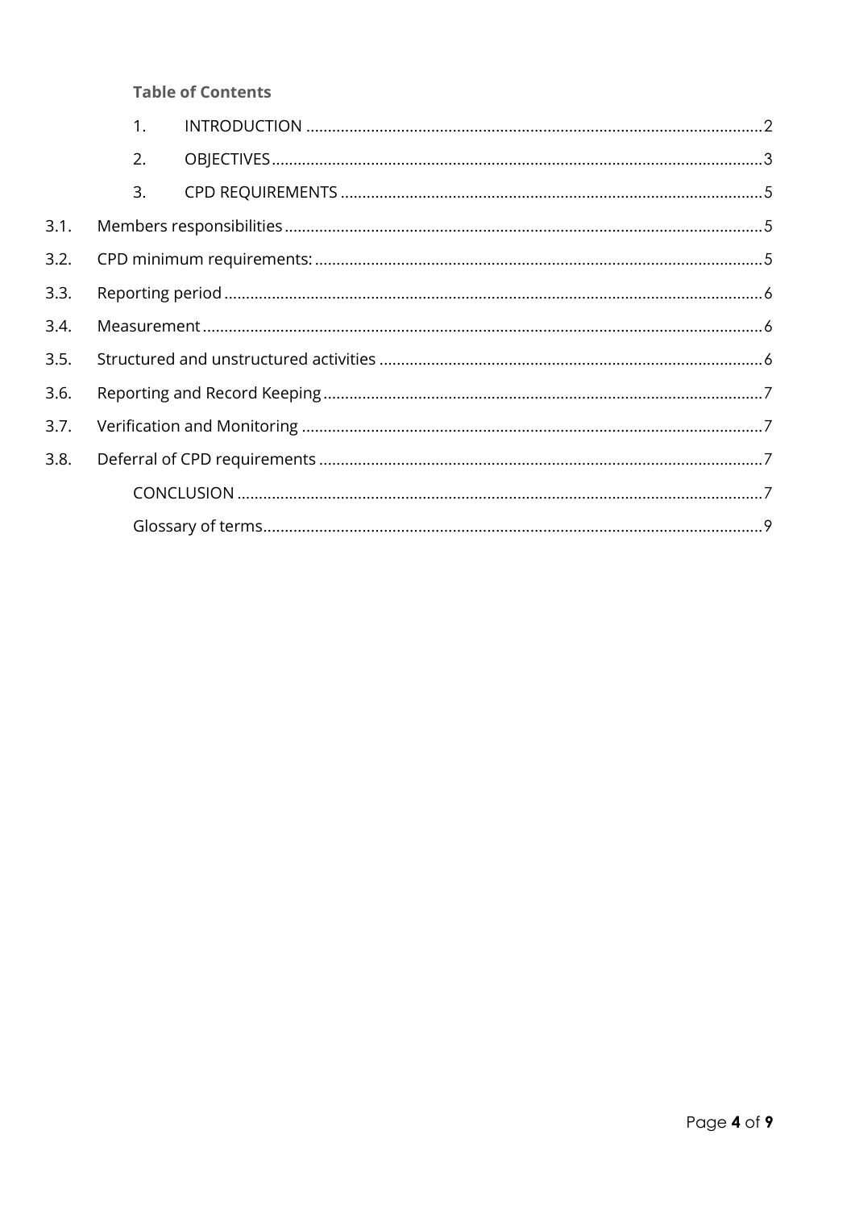**Table of Contents**

1. INTRODUCTION ........................................................................................................ 2
2. OBJECTIVES ............................................................................................................ 3
3. CPD REQUIREMENTS ............................................................................................... 5

3.1. Members responsibilities .............................................................................................. 5

3.2. CPD minimum requirements: ........................................................................................ 5

3.3. Reporting period ........................................................................................................... 6

3.4. Measurement ................................................................................................................ 6

3.5. Structured and unstructured activities ........................................................................ 6

3.6. Reporting and Record Keeping ..................................................................................... 7

3.7. Verification and Monitoring .......................................................................................... 7

3.8. Deferral of CPD requirements ...................................................................................... 7

CONCLUSION ........................................................................................................................ 7

Glossary of terms ................................................................................................................... 9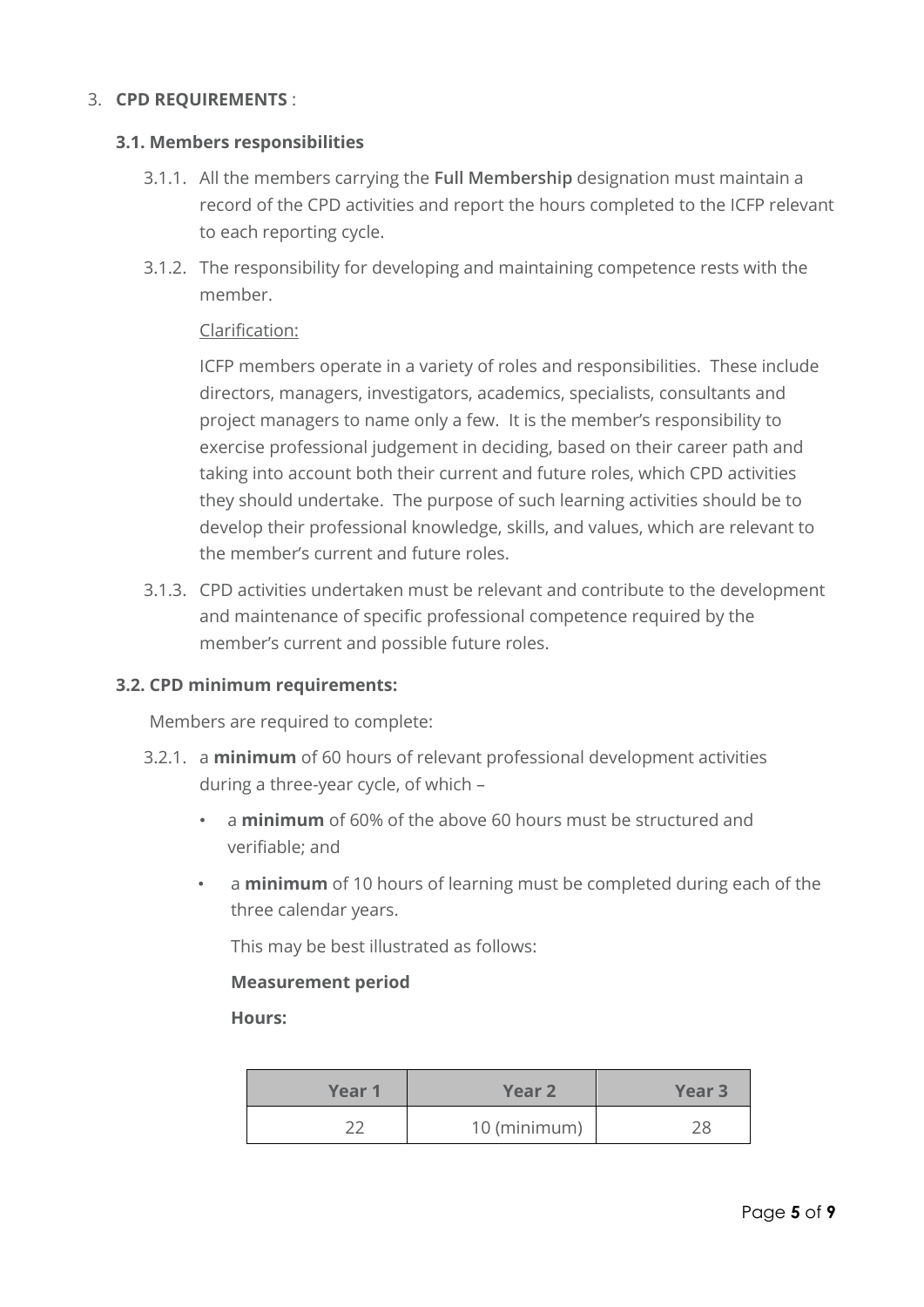3. **CPD REQUIREMENTS** :

**3.1. Members responsibilities**

3.1.1. All the members carrying the **Full Membership** designation must maintain a record of the CPD activities and report the hours completed to the ICFP relevant to each reporting cycle.

3.1.2. The responsibility for developing and maintaining competence rests with the member.

Clarification:

ICFP members operate in a variety of roles and responsibilities. These include directors, managers, investigators, academics, specialists, consultants and project managers to name only a few. It is the member's responsibility to exercise professional judgement in deciding, based on their career path and taking into account both their current and future roles, which CPD activities they should undertake. The purpose of such learning activities should be to develop their professional knowledge, skills, and values, which are relevant to the member's current and future roles.

3.1.3. CPD activities undertaken must be relevant and contribute to the development and maintenance of specific professional competence required by the member's current and possible future roles.

**3.2. CPD minimum requirements:**

Members are required to complete:

3.2.1. a **minimum** of 60 hours of relevant professional development activities during a three-year cycle, of which –

- a **minimum** of 60% of the above 60 hours must be structured and verifiable; and
- a **minimum** of 10 hours of learning must be completed during each of the three calendar years.

This may be best illustrated as follows:

**Measurement period**

**Hours:**

| Year 1 | Year 2 | Year 3 |
| --- | --- | --- |
| 22 | 10 (minimum) | 28 |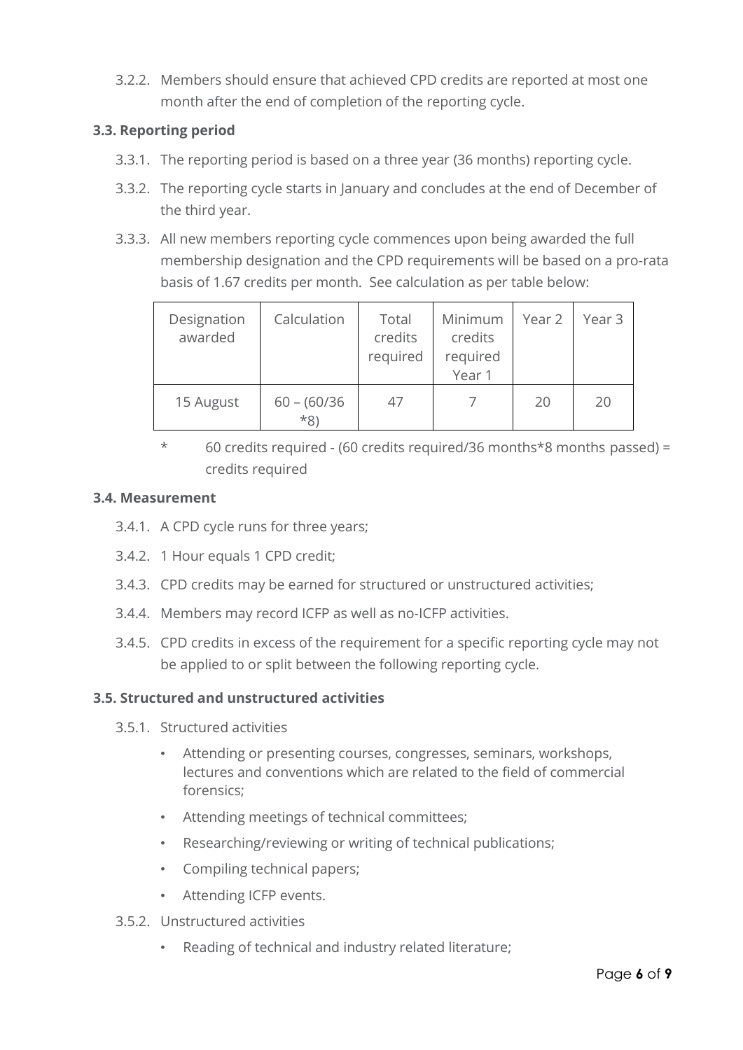3.2.2. Members should ensure that achieved CPD credits are reported at most one month after the end of completion of the reporting cycle.

**3.3. Reporting period**

3.3.1. The reporting period is based on a three year (36 months) reporting cycle.

3.3.2. The reporting cycle starts in January and concludes at the end of December of the third year.

3.3.3. All new members reporting cycle commences upon being awarded the full membership designation and the CPD requirements will be based on a pro-rata basis of 1.67 credits per month. See calculation as per table below:

| Designation awarded | Calculation | Total credits required | Minimum credits required Year 1 | Year 2 | Year 3 |
|---|---|---|---|---|---|
| 15 August | 60 – (60/36 *8) | 47 | 7 | 20 | 20 |

\* 60 credits required - (60 credits required/36 months*8 months passed) = credits required

**3.4. Measurement**

3.4.1. A CPD cycle runs for three years;

3.4.2. 1 Hour equals 1 CPD credit;

3.4.3. CPD credits may be earned for structured or unstructured activities;

3.4.4. Members may record ICFP as well as no-ICFP activities.

3.4.5. CPD credits in excess of the requirement for a specific reporting cycle may not be applied to or split between the following reporting cycle.

**3.5. Structured and unstructured activities**

3.5.1. Structured activities

- Attending or presenting courses, congresses, seminars, workshops, lectures and conventions which are related to the field of commercial forensics;
- Attending meetings of technical committees;
- Researching/reviewing or writing of technical publications;
- Compiling technical papers;
- Attending ICFP events.

3.5.2. Unstructured activities

- Reading of technical and industry related literature;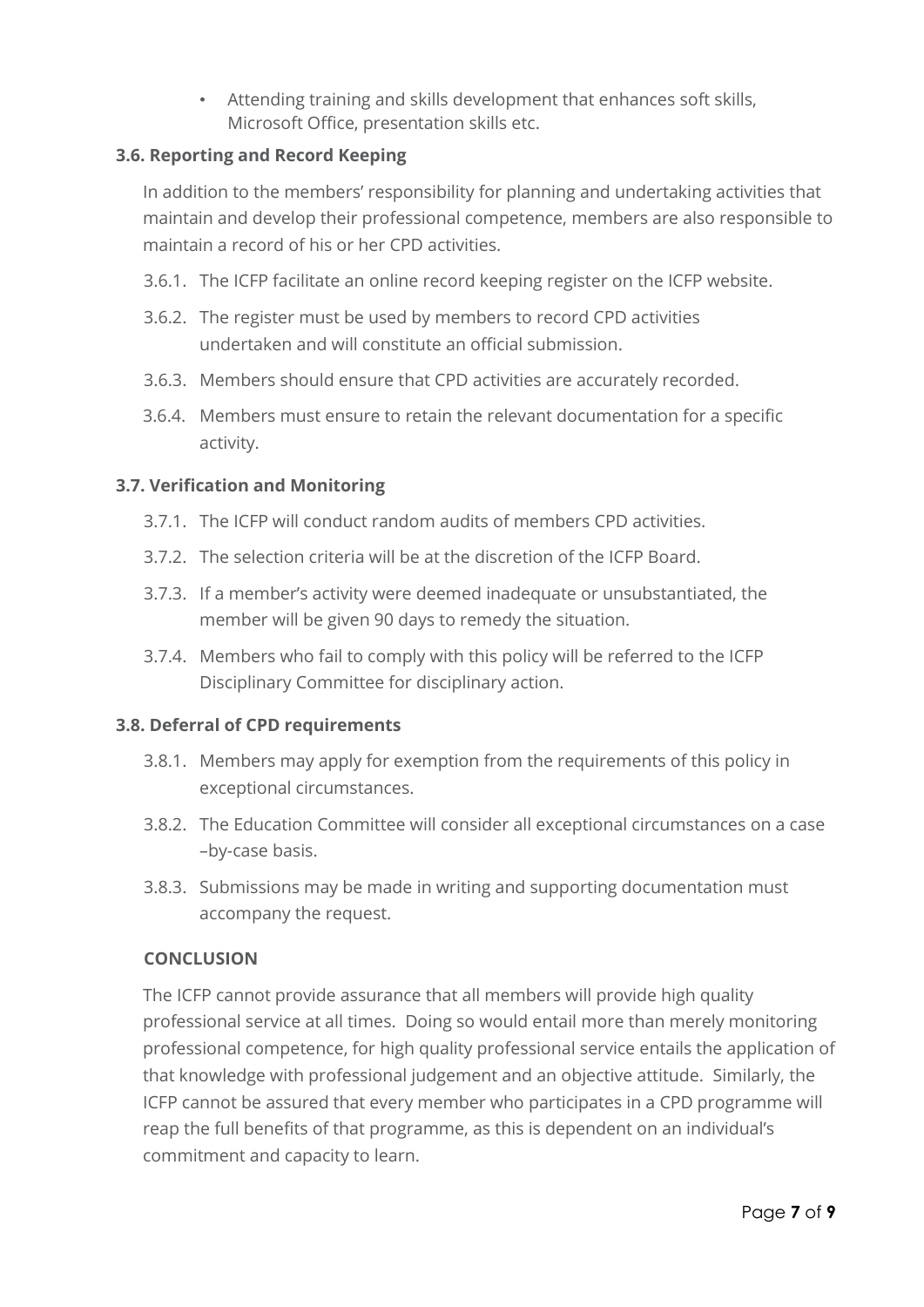- Attending training and skills development that enhances soft skills, Microsoft Office, presentation skills etc.

### 3.6. Reporting and Record Keeping

In addition to the members' responsibility for planning and undertaking activities that maintain and develop their professional competence, members are also responsible to maintain a record of his or her CPD activities.

3.6.1. The ICFP facilitate an online record keeping register on the ICFP website.

3.6.2. The register must be used by members to record CPD activities undertaken and will constitute an official submission.

3.6.3. Members should ensure that CPD activities are accurately recorded.

3.6.4. Members must ensure to retain the relevant documentation for a specific activity.

### 3.7. Verification and Monitoring

3.7.1. The ICFP will conduct random audits of members CPD activities.

3.7.2. The selection criteria will be at the discretion of the ICFP Board.

3.7.3. If a member's activity were deemed inadequate or unsubstantiated, the member will be given 90 days to remedy the situation.

3.7.4. Members who fail to comply with this policy will be referred to the ICFP Disciplinary Committee for disciplinary action.

### 3.8. Deferral of CPD requirements

3.8.1. Members may apply for exemption from the requirements of this policy in exceptional circumstances.

3.8.2. The Education Committee will consider all exceptional circumstances on a case –by-case basis.

3.8.3. Submissions may be made in writing and supporting documentation must accompany the request.

## CONCLUSION

The ICFP cannot provide assurance that all members will provide high quality professional service at all times. Doing so would entail more than merely monitoring professional competence, for high quality professional service entails the application of that knowledge with professional judgement and an objective attitude. Similarly, the ICFP cannot be assured that every member who participates in a CPD programme will reap the full benefits of that programme, as this is dependent on an individual's commitment and capacity to learn.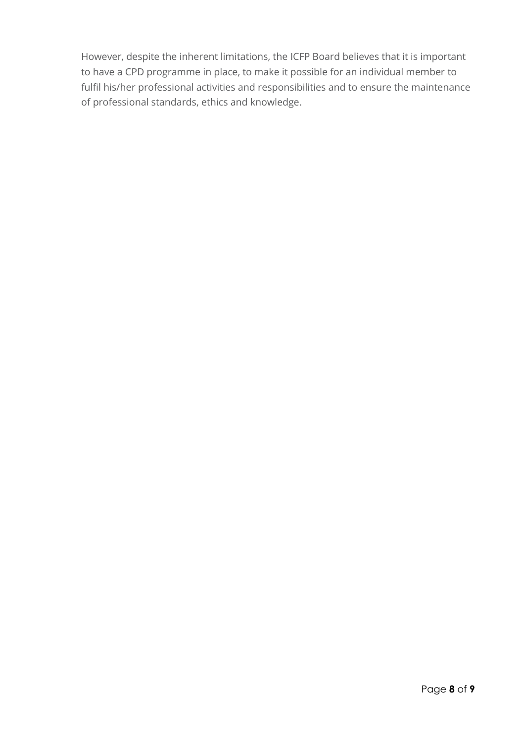However, despite the inherent limitations, the ICFP Board believes that it is important to have a CPD programme in place, to make it possible for an individual member to fulfil his/her professional activities and responsibilities and to ensure the maintenance of professional standards, ethics and knowledge.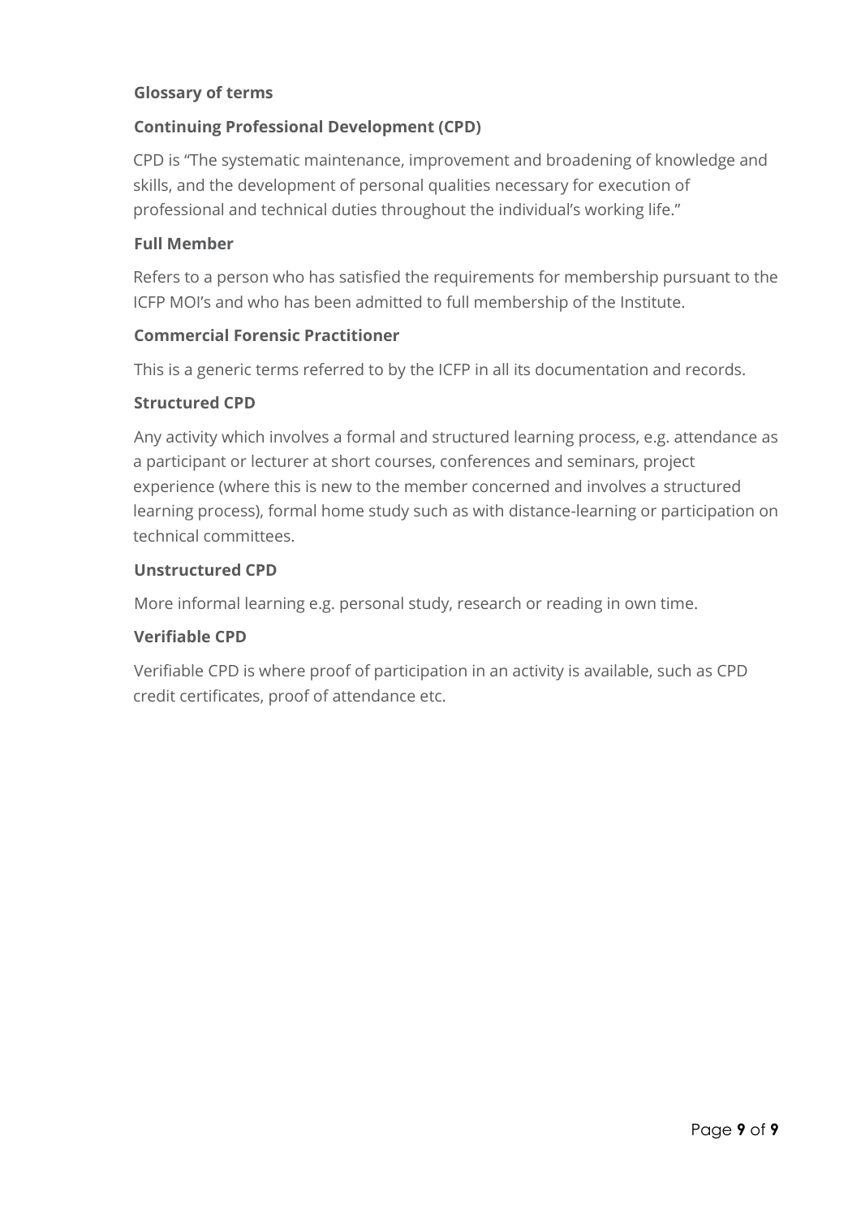## Glossary of terms

### Continuing Professional Development (CPD)

CPD is "The systematic maintenance, improvement and broadening of knowledge and skills, and the development of personal qualities necessary for execution of professional and technical duties throughout the individual's working life."

### Full Member

Refers to a person who has satisfied the requirements for membership pursuant to the ICFP MOI's and who has been admitted to full membership of the Institute.

### Commercial Forensic Practitioner

This is a generic terms referred to by the ICFP in all its documentation and records.

### Structured CPD

Any activity which involves a formal and structured learning process, e.g. attendance as a participant or lecturer at short courses, conferences and seminars, project experience (where this is new to the member concerned and involves a structured learning process), formal home study such as with distance-learning or participation on technical committees.

### Unstructured CPD

More informal learning e.g. personal study, research or reading in own time.

### Verifiable CPD

Verifiable CPD is where proof of participation in an activity is available, such as CPD credit certificates, proof of attendance etc.